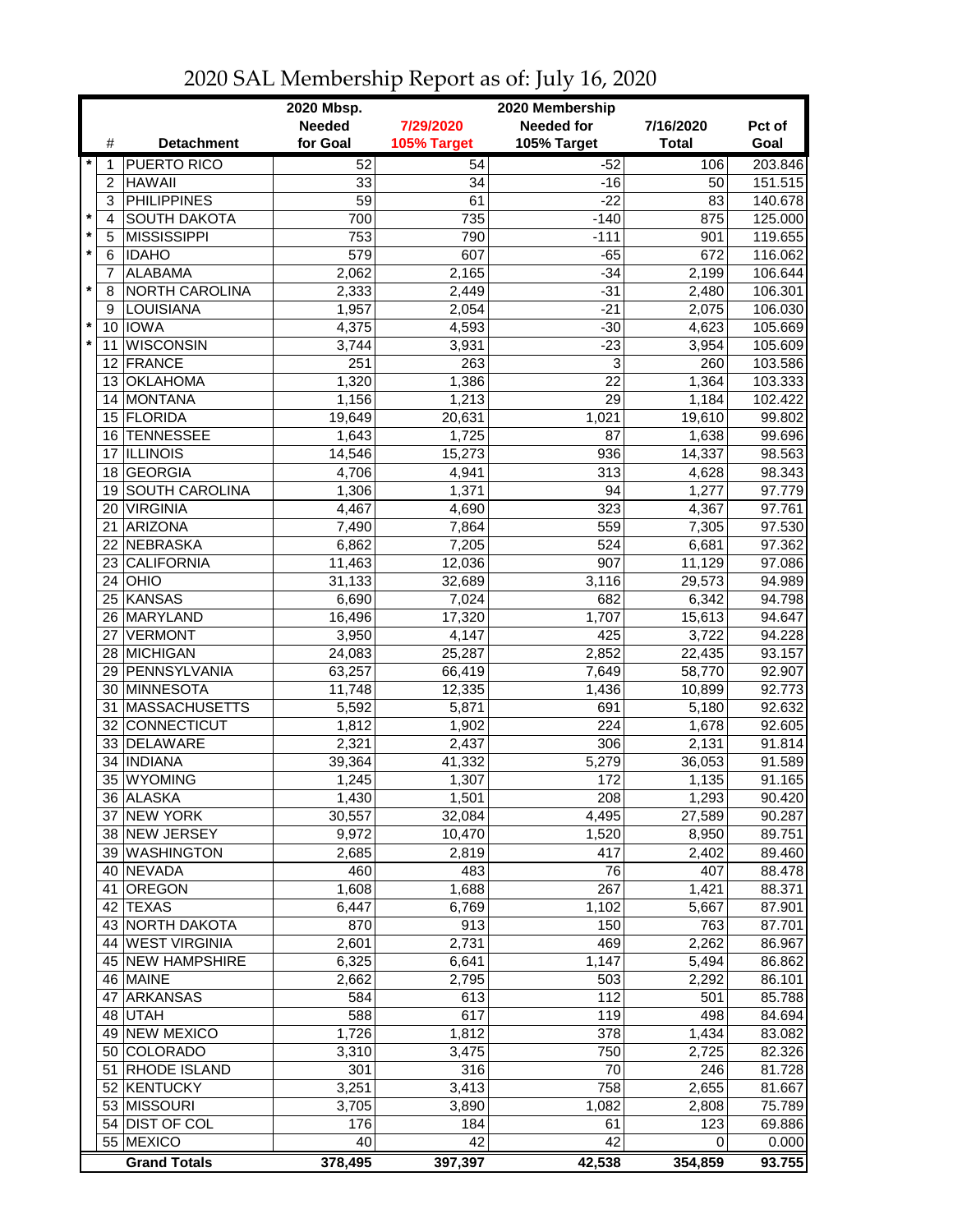# 2020 SAL Membership Report as of: July 16, 2020

| | # | Detachment | 2020 Mbsp. Needed for Goal | 7/29/2020 105% Target | 2020 Membership Needed for 105% Target | 7/16/2020 Total | Pct of Goal |
|---|---|---|---|---|---|---|---|
| * | 1 | PUERTO RICO | 52 | 54 | -52 | 106 | 203.846 |
| | 2 | HAWAII | 33 | 34 | -16 | 50 | 151.515 |
| | 3 | PHILIPPINES | 59 | 61 | -22 | 83 | 140.678 |
| * | 4 | SOUTH DAKOTA | 700 | 735 | -140 | 875 | 125.000 |
| * | 5 | MISSISSIPPI | 753 | 790 | -111 | 901 | 119.655 |
| * | 6 | IDAHO | 579 | 607 | -65 | 672 | 116.062 |
| | 7 | ALABAMA | 2,062 | 2,165 | -34 | 2,199 | 106.644 |
| * | 8 | NORTH CAROLINA | 2,333 | 2,449 | -31 | 2,480 | 106.301 |
| | 9 | LOUISIANA | 1,957 | 2,054 | -21 | 2,075 | 106.030 |
| * | 10 | IOWA | 4,375 | 4,593 | -30 | 4,623 | 105.669 |
| * | 11 | WISCONSIN | 3,744 | 3,931 | -23 | 3,954 | 105.609 |
| | 12 | FRANCE | 251 | 263 | 3 | 260 | 103.586 |
| | 13 | OKLAHOMA | 1,320 | 1,386 | 22 | 1,364 | 103.333 |
| | 14 | MONTANA | 1,156 | 1,213 | 29 | 1,184 | 102.422 |
| | 15 | FLORIDA | 19,649 | 20,631 | 1,021 | 19,610 | 99.802 |
| | 16 | TENNESSEE | 1,643 | 1,725 | 87 | 1,638 | 99.696 |
| | 17 | ILLINOIS | 14,546 | 15,273 | 936 | 14,337 | 98.563 |
| | 18 | GEORGIA | 4,706 | 4,941 | 313 | 4,628 | 98.343 |
| | 19 | SOUTH CAROLINA | 1,306 | 1,371 | 94 | 1,277 | 97.779 |
| | 20 | VIRGINIA | 4,467 | 4,690 | 323 | 4,367 | 97.761 |
| | 21 | ARIZONA | 7,490 | 7,864 | 559 | 7,305 | 97.530 |
| | 22 | NEBRASKA | 6,862 | 7,205 | 524 | 6,681 | 97.362 |
| | 23 | CALIFORNIA | 11,463 | 12,036 | 907 | 11,129 | 97.086 |
| | 24 | OHIO | 31,133 | 32,689 | 3,116 | 29,573 | 94.989 |
| | 25 | KANSAS | 6,690 | 7,024 | 682 | 6,342 | 94.798 |
| | 26 | MARYLAND | 16,496 | 17,320 | 1,707 | 15,613 | 94.647 |
| | 27 | VERMONT | 3,950 | 4,147 | 425 | 3,722 | 94.228 |
| | 28 | MICHIGAN | 24,083 | 25,287 | 2,852 | 22,435 | 93.157 |
| | 29 | PENNSYLVANIA | 63,257 | 66,419 | 7,649 | 58,770 | 92.907 |
| | 30 | MINNESOTA | 11,748 | 12,335 | 1,436 | 10,899 | 92.773 |
| | 31 | MASSACHUSETTS | 5,592 | 5,871 | 691 | 5,180 | 92.632 |
| | 32 | CONNECTICUT | 1,812 | 1,902 | 224 | 1,678 | 92.605 |
| | 33 | DELAWARE | 2,321 | 2,437 | 306 | 2,131 | 91.814 |
| | 34 | INDIANA | 39,364 | 41,332 | 5,279 | 36,053 | 91.589 |
| | 35 | WYOMING | 1,245 | 1,307 | 172 | 1,135 | 91.165 |
| | 36 | ALASKA | 1,430 | 1,501 | 208 | 1,293 | 90.420 |
| | 37 | NEW YORK | 30,557 | 32,084 | 4,495 | 27,589 | 90.287 |
| | 38 | NEW JERSEY | 9,972 | 10,470 | 1,520 | 8,950 | 89.751 |
| | 39 | WASHINGTON | 2,685 | 2,819 | 417 | 2,402 | 89.460 |
| | 40 | NEVADA | 460 | 483 | 76 | 407 | 88.478 |
| | 41 | OREGON | 1,608 | 1,688 | 267 | 1,421 | 88.371 |
| | 42 | TEXAS | 6,447 | 6,769 | 1,102 | 5,667 | 87.901 |
| | 43 | NORTH DAKOTA | 870 | 913 | 150 | 763 | 87.701 |
| | 44 | WEST VIRGINIA | 2,601 | 2,731 | 469 | 2,262 | 86.967 |
| | 45 | NEW HAMPSHIRE | 6,325 | 6,641 | 1,147 | 5,494 | 86.862 |
| | 46 | MAINE | 2,662 | 2,795 | 503 | 2,292 | 86.101 |
| | 47 | ARKANSAS | 584 | 613 | 112 | 501 | 85.788 |
| | 48 | UTAH | 588 | 617 | 119 | 498 | 84.694 |
| | 49 | NEW MEXICO | 1,726 | 1,812 | 378 | 1,434 | 83.082 |
| | 50 | COLORADO | 3,310 | 3,475 | 750 | 2,725 | 82.326 |
| | 51 | RHODE ISLAND | 301 | 316 | 70 | 246 | 81.728 |
| | 52 | KENTUCKY | 3,251 | 3,413 | 758 | 2,655 | 81.667 |
| | 53 | MISSOURI | 3,705 | 3,890 | 1,082 | 2,808 | 75.789 |
| | 54 | DIST OF COL | 176 | 184 | 61 | 123 | 69.886 |
| | 55 | MEXICO | 40 | 42 | 42 | 0 | 0.000 |
| | | **Grand Totals** | **378,495** | **397,397** | **42,538** | **354,859** | **93.755** |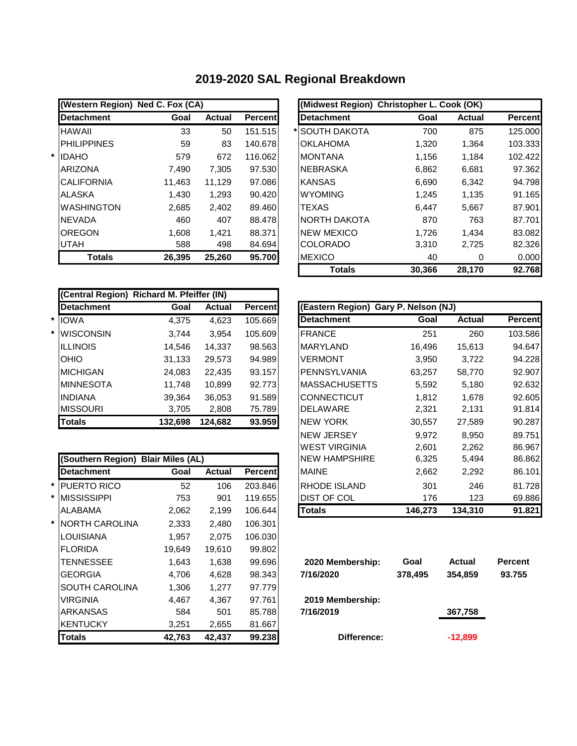# 2019-2020 SAL Regional Breakdown

| (Western Region) Ned C. Fox (CA) | | | | |
|---|---|---|---|---|
| | Detachment | Goal | Actual | Percent |
| | HAWAII | 33 | 50 | 151.515 |
| | PHILIPPINES | 59 | 83 | 140.678 |
| * | IDAHO | 579 | 672 | 116.062 |
| | ARIZONA | 7,490 | 7,305 | 97.530 |
| | CALIFORNIA | 11,463 | 11,129 | 97.086 |
| | ALASKA | 1,430 | 1,293 | 90.420 |
| | WASHINGTON | 2,685 | 2,402 | 89.460 |
| | NEVADA | 460 | 407 | 88.478 |
| | OREGON | 1,608 | 1,421 | 88.371 |
| | UTAH | 588 | 498 | 84.694 |
| | **Totals** | **26,395** | **25,260** | **95.700** |

| (Midwest Region) Christopher L. Cook (OK) | | | | |
|---|---|---|---|---|
| | Detachment | Goal | Actual | Percent |
| * | SOUTH DAKOTA | 700 | 875 | 125.000 |
| | OKLAHOMA | 1,320 | 1,364 | 103.333 |
| | MONTANA | 1,156 | 1,184 | 102.422 |
| | NEBRASKA | 6,862 | 6,681 | 97.362 |
| | KANSAS | 6,690 | 6,342 | 94.798 |
| | WYOMING | 1,245 | 1,135 | 91.165 |
| | TEXAS | 6,447 | 5,667 | 87.901 |
| | NORTH DAKOTA | 870 | 763 | 87.701 |
| | NEW MEXICO | 1,726 | 1,434 | 83.082 |
| | COLORADO | 3,310 | 2,725 | 82.326 |
| | MEXICO | 40 | 0 | 0.000 |
| | **Totals** | **30,366** | **28,170** | **92.768** |

| (Central Region) Richard M. Pfeiffer (IN) | | | | |
|---|---|---|---|---|
| | Detachment | Goal | Actual | Percent |
| * | IOWA | 4,375 | 4,623 | 105.669 |
| * | WISCONSIN | 3,744 | 3,954 | 105.609 |
| | ILLINOIS | 14,546 | 14,337 | 98.563 |
| | OHIO | 31,133 | 29,573 | 94.989 |
| | MICHIGAN | 24,083 | 22,435 | 93.157 |
| | MINNESOTA | 11,748 | 10,899 | 92.773 |
| | INDIANA | 39,364 | 36,053 | 91.589 |
| | MISSOURI | 3,705 | 2,808 | 75.789 |
| | **Totals** | **132,698** | **124,682** | **93.959** |

| (Eastern Region) Gary P. Nelson (NJ) | | | |
|---|---|---|---|
| Detachment | Goal | Actual | Percent |
| FRANCE | 251 | 260 | 103.586 |
| MARYLAND | 16,496 | 15,613 | 94.647 |
| VERMONT | 3,950 | 3,722 | 94.228 |
| PENNSYLVANIA | 63,257 | 58,770 | 92.907 |
| MASSACHUSETTS | 5,592 | 5,180 | 92.632 |
| CONNECTICUT | 1,812 | 1,678 | 92.605 |
| DELAWARE | 2,321 | 2,131 | 91.814 |
| NEW YORK | 30,557 | 27,589 | 90.287 |
| NEW JERSEY | 9,972 | 8,950 | 89.751 |
| WEST VIRGINIA | 2,601 | 2,262 | 86.967 |
| NEW HAMPSHIRE | 6,325 | 5,494 | 86.862 |
| MAINE | 2,662 | 2,292 | 86.101 |
| RHODE ISLAND | 301 | 246 | 81.728 |
| DIST OF COL | 176 | 123 | 69.886 |
| **Totals** | **146,273** | **134,310** | **91.821** |

| (Southern Region) Blair Miles (AL) | | | | |
|---|---|---|---|---|
| | Detachment | Goal | Actual | Percent |
| * | PUERTO RICO | 52 | 106 | 203.846 |
| * | MISSISSIPPI | 753 | 901 | 119.655 |
| | ALABAMA | 2,062 | 2,199 | 106.644 |
| * | NORTH CAROLINA | 2,333 | 2,480 | 106.301 |
| | LOUISIANA | 1,957 | 2,075 | 106.030 |
| | FLORIDA | 19,649 | 19,610 | 99.802 |
| | TENNESSEE | 1,643 | 1,638 | 99.696 |
| | GEORGIA | 4,706 | 4,628 | 98.343 |
| | SOUTH CAROLINA | 1,306 | 1,277 | 97.779 |
| | VIRGINIA | 4,467 | 4,367 | 97.761 |
| | ARKANSAS | 584 | 501 | 85.788 |
| | KENTUCKY | 3,251 | 2,655 | 81.667 |
| | **Totals** | **42,763** | **42,437** | **99.238** |

| | Goal | Actual | Percent |
|---|---|---|---|
| **2020 Membership:** 7/16/2020 | **378,495** | **354,859** | **93.755** |
| **2019 Membership:** 7/16/2019 | | **367,758** | |
| **Difference:** | | **-12,899** | |